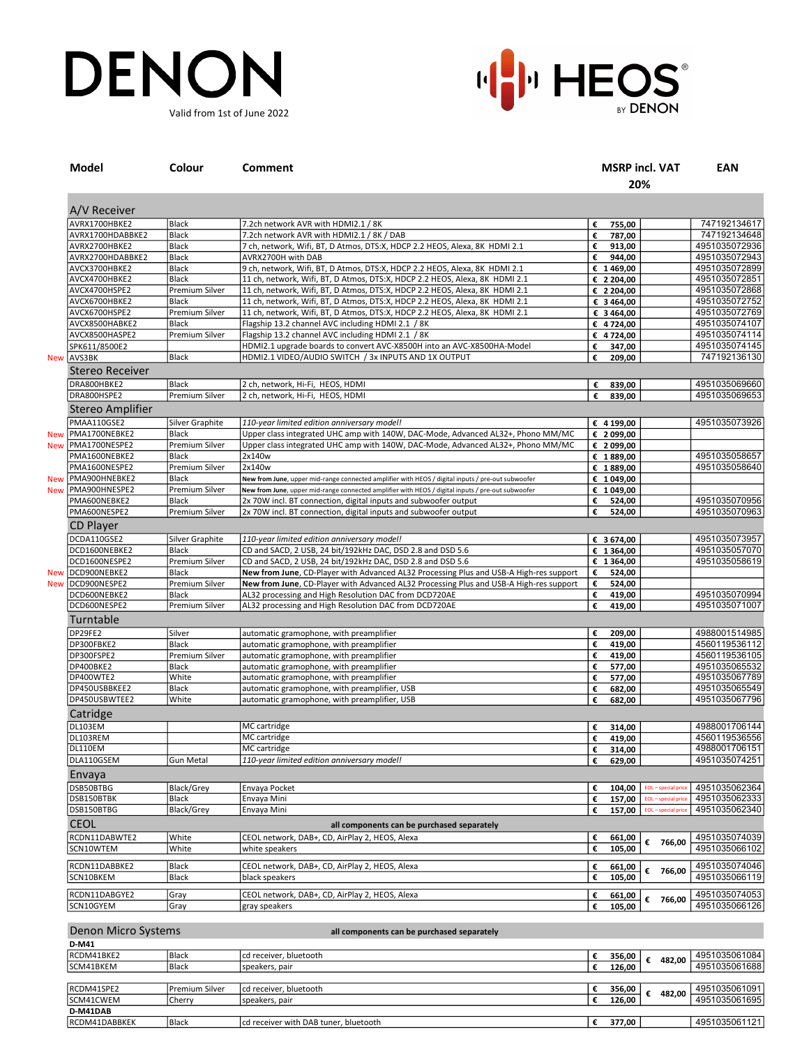# DENON

Valid from 1st of June 2022

# HEOS BY DENON

| | Model | Colour | Comment | MSRP incl. VAT 20% | | EAN |
|---|---|---|---|---|---|---|
| | **A/V Receiver** | | | | | |
| | AVRX1700HBKE2 | Black | 7.2ch network AVR with HDMI2.1 / 8K | € 755,00 | | 747192134617 |
| | AVRX1700HDABBKE2 | Black | 7.2ch network AVR with HDMI2.1 / 8K / DAB | € 787,00 | | 747192134648 |
| | AVRX2700HBKE2 | Black | 7 ch, network, Wifi, BT, D Atmos, DTS:X, HDCP 2.2 HEOS, Alexa, 8K HDMI 2.1 | € 913,00 | | 4951035072936 |
| | AVRX2700HDABBKE2 | Black | AVRX2700H with DAB | € 944,00 | | 4951035072943 |
| | AVCX3700HBKE2 | Black | 9 ch, network, Wifi, BT, D Atmos, DTS:X, HDCP 2.2 HEOS, Alexa, 8K HDMI 2.1 | € 1 469,00 | | 4951035072899 |
| | AVCX4700HBKE2 | Black | 11 ch, network, Wifi, BT, D Atmos, DTS:X, HDCP 2.2 HEOS, Alexa, 8K HDMI 2.1 | € 2 204,00 | | 4951035072851 |
| | AVCX4700HSPE2 | Premium Silver | 11 ch, network, Wifi, BT, D Atmos, DTS:X, HDCP 2.2 HEOS, Alexa, 8K HDMI 2.1 | € 2 204,00 | | 4951035072868 |
| | AVCX6700HBKE2 | Black | 11 ch, network, Wifi, BT, D Atmos, DTS:X, HDCP 2.2 HEOS, Alexa, 8K HDMI 2.1 | € 3 464,00 | | 4951035072752 |
| | AVCX6700HSPE2 | Premium Silver | 11 ch, network, Wifi, BT, D Atmos, DTS:X, HDCP 2.2 HEOS, Alexa, 8K HDMI 2.1 | € 3 464,00 | | 4951035072769 |
| | AVCX8500HABKE2 | Black | Flagship 13.2 channel AVC including HDMI 2.1 / 8K | € 4 724,00 | | 4951035074107 |
| | AVCX8500HASPE2 | Premium Silver | Flagship 13.2 channel AVC including HDMI 2.1 / 8K | € 4 724,00 | | 4951035074114 |
| | SPK611/8500E2 | | HDMI2.1 upgrade boards to convert AVC-X8500H into an AVC-X8500HA-Model | € 347,00 | | 4951035074145 |
| New | AVS3BK | Black | HDMI2.1 VIDEO/AUDIO SWITCH / 3x INPUTS AND 1X OUTPUT | € 209,00 | | 747192136130 |
| | **Stereo Receiver** | | | | | |
| | DRA800HBKE2 | Black | 2 ch, network, Hi-Fi, HEOS, HDMI | € 839,00 | | 4951035069660 |
| | DRA800HSPE2 | Premium Silver | 2 ch, network, Hi-Fi, HEOS, HDMI | € 839,00 | | 4951035069653 |
| | **Stereo Amplifier** | | | | | |
| | PMAA110GSE2 | Silver Graphite | *110-year limited edition anniversary model!* | € 4 199,00 | | 4951035073926 |
| New | PMA1700NEBKE2 | Black | Upper class integrated UHC amp with 140W, DAC-Mode, Advanced AL32+, Phono MM/MC | € 2 099,00 | | |
| New | PMA1700NESPE2 | Premium Silver | Upper class integrated UHC amp with 140W, DAC-Mode, Advanced AL32+, Phono MM/MC | € 2 099,00 | | |
| | PMA1600NEBKE2 | Black | 2x140w | € 1 889,00 | | 4951035058657 |
| | PMA1600NESPE2 | Premium Silver | 2x140w | € 1 889,00 | | 4951035058640 |
| New | PMA900HNEBKE2 | Black | **New from June**, upper mid-range connected amplifier with HEOS / digital inputs / pre-out subwoofer | € 1 049,00 | | |
| New | PMA900HNESPE2 | Premium Silver | **New from June**, upper mid-range connected amplifier with HEOS / digital inputs / pre-out subwoofer | € 1 049,00 | | |
| | PMA600NEBKE2 | Black | 2x 70W incl. BT connection, digital inputs and subwoofer output | € 524,00 | | 4951035070956 |
| | PMA600NESPE2 | Premium Silver | 2x 70W incl. BT connection, digital inputs and subwoofer output | € 524,00 | | 4951035070963 |
| | **CD Player** | | | | | |
| | DCDA110GSE2 | Silver Graphite | *110-year limited edition anniversary model!* | € 3 674,00 | | 4951035073957 |
| | DCD1600NEBKE2 | Black | CD and SACD, 2 USB, 24 bit/192kHz DAC, DSD 2.8 and DSD 5.6 | € 1 364,00 | | 4951035057070 |
| | DCD1600NESPE2 | Premium Silver | CD and SACD, 2 USB, 24 bit/192kHz DAC, DSD 2.8 and DSD 5.6 | € 1 364,00 | | 4951035058619 |
| New | DCD900NEBKE2 | Black | **New from June**, CD-Player with Advanced AL32 Processing Plus and USB-A High-res support | € 524,00 | | |
| New | DCD900NESPE2 | Premium Silver | **New from June**, CD-Player with Advanced AL32 Processing Plus and USB-A High-res support | € 524,00 | | |
| | DCD600NEBKE2 | Black | AL32 processing and High Resolution DAC from DCD720AE | € 419,00 | | 4951035070994 |
| | DCD600NESPE2 | Premium Silver | AL32 processing and High Resolution DAC from DCD720AE | € 419,00 | | 4951035071007 |
| | **Turntable** | | | | | |
| | DP29FE2 | Silver | automatic gramophone, with preamplifier | € 209,00 | | 4988001514985 |
| | DP300FBKE2 | Black | automatic gramophone, with preamplifier | € 419,00 | | 4560119536112 |
| | DP300FSPE2 | Premium Silver | automatic gramophone, with preamplifier | € 419,00 | | 4560119536105 |
| | DP400BKE2 | Black | automatic gramophone, with preamplifier | € 577,00 | | 4951035065532 |
| | DP400WTE2 | White | automatic gramophone, with preamplifier | € 577,00 | | 4951035067789 |
| | DP450USBBKEE2 | Black | automatic gramophone, with preamplifier, USB | € 682,00 | | 4951035065549 |
| | DP450USBWTEE2 | White | automatic gramophone, with preamplifier, USB | € 682,00 | | 4951035067796 |
| | **Catridge** | | | | | |
| | DL103EM | | MC cartridge | € 314,00 | | 4988001706144 |
| | DL103REM | | MC cartridge | € 419,00 | | 4560119536556 |
| | DL110EM | | MC cartridge | € 314,00 | | 4988001706151 |
| | DLA110GSEM | Gun Metal | *110-year limited edition anniversary model!* | € 629,00 | | 4951035074251 |
| | **Envaya** | | | | | |
| | DSB50BTBG | Black/Grey | Envaya Pocket | € 104,00 | EOL – special price | 4951035062364 |
| | DSB150BTBK | Black | Envaya Mini | € 157,00 | EOL – special price | 4951035062333 |
| | DSB150BTBG | Black/Grey | Envaya Mini | € 157,00 | EOL – special price | 4951035062340 |
| | **CEOL** | | **all components can be purchased separately** | | | |
| | RCDN11DABWTE2 | White | CEOL network, DAB+, CD, AirPlay 2, HEOS, Alexa | € 661,00 | € 766,00 | 4951035074039 |
| | SCN10WTEM | White | white speakers | € 105,00 | | 4951035066102 |
| | RCDN11DABBKE2 | Black | CEOL network, DAB+, CD, AirPlay 2, HEOS, Alexa | € 661,00 | € 766,00 | 4951035074046 |
| | SCN10BKEM | Black | black speakers | € 105,00 | | 4951035066119 |
| | RCDN11DABGYE2 | Gray | CEOL network, DAB+, CD, AirPlay 2, HEOS, Alexa | € 661,00 | € 766,00 | 4951035074053 |
| | SCN10GYEM | Gray | gray speakers | € 105,00 | | 4951035066126 |
| | **Denon Micro Systems** | | **all components can be purchased separately** | | | |
| | **D-M41** | | | | | |
| | RCDM41BKE2 | Black | cd receiver, bluetooth | € 356,00 | € 482,00 | 4951035061084 |
| | SCM41BKEM | Black | speakers, pair | € 126,00 | | 4951035061688 |
| | RCDM41SPE2 | Premium Silver | cd receiver, bluetooth | € 356,00 | € 482,00 | 4951035061091 |
| | SCM41CWEM | Cherry | speakers, pair | € 126,00 | | 4951035061695 |
| | **D-M41DAB** | | | | | |
| | RCDM41DABBKEK | Black | cd receiver with DAB tuner, bluetooth | € 377,00 | | 4951035061121 |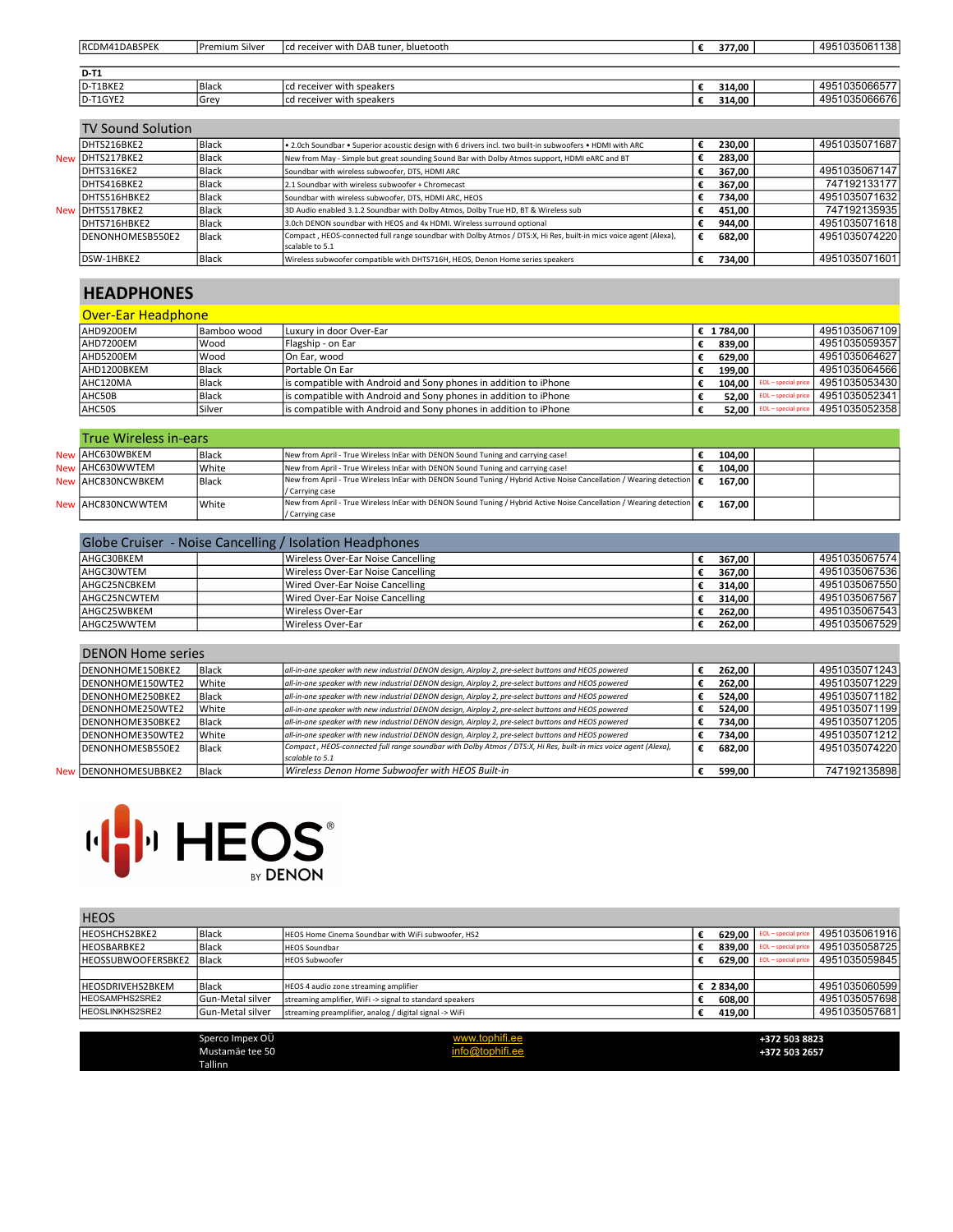| | | | | | | |
|---|---|---|---|---|---|---|
| | RCDM41DABSPEK | Premium Silver | cd receiver with DAB tuner, bluetooth | € 377,00 | | 4951035061138 |

**D-T1**

| | | | | | | |
|---|---|---|---|---|---|---|
| | D-T1BKE2 | Black | cd receiver with speakers | € 314,00 | | 4951035066577 |
| | D-T1GYE2 | Grey | cd receiver with speakers | € 314,00 | | 4951035066676 |

## TV Sound Solution

| | | | | | | |
|---|---|---|---|---|---|---|
| | DHTS216BKE2 | Black | • 2.0ch Soundbar • Superior acoustic design with 6 drivers incl. two built-in subwoofers • HDMI with ARC | € 230,00 | | 4951035071687 |
| New | DHTS217BKE2 | Black | New from May - Simple but great sounding Sound Bar with Dolby Atmos support, HDMI eARC and BT | € 283,00 | | |
| | DHTS316KE2 | Black | Soundbar with wireless subwoofer, DTS, HDMI ARC | € 367,00 | | 4951035067147 |
| | DHTS416BKE2 | Black | 2.1 Soundbar with wireless subwoofer + Chromecast | € 367,00 | | 747192133177 |
| | DHTS516HBKE2 | Black | Soundbar with wireless subwoofer, DTS, HDMI ARC, HEOS | € 734,00 | | 4951035071632 |
| New | DHTS517BKE2 | Black | 3D Audio enabled 3.1.2 Soundbar with Dolby Atmos, Dolby True HD, BT & Wireless sub | € 451,00 | | 747192135935 |
| | DHTS716HBKE2 | Black | 3.0ch DENON soundbar with HEOS and 4x HDMI. Wireless surround optional | € 944,00 | | 4951035071618 |
| | DENONHOMESB550E2 | Black | Compact, HEOS-connected full range soundbar with Dolby Atmos / DTS:X, Hi Res, built-in mics voice agent (Alexa), scalable to 5.1 | € 682,00 | | 4951035074220 |
| | DSW-1HBKE2 | Black | Wireless subwoofer compatible with DHTS716H, HEOS, Denon Home series speakers | € 734,00 | | 4951035071601 |

# HEADPHONES

## Over-Ear Headphone

| | | | | | | |
|---|---|---|---|---|---|---|
| | AHD9200EM | Bamboo wood | Luxury in door Over-Ear | € 1 784,00 | | 4951035067109 |
| | AHD7200EM | Wood | Flagship - on Ear | € 839,00 | | 4951035059357 |
| | AHD5200EM | Wood | On Ear, wood | € 629,00 | | 4951035064627 |
| | AHD1200BKEM | Black | Portable On Ear | € 199,00 | | 4951035064566 |
| | AHC120MA | Black | is compatible with Android and Sony phones in addition to iPhone | € 104,00 | EOL – special price | 4951035053430 |
| | AHC50B | Black | is compatible with Android and Sony phones in addition to iPhone | € 52,00 | EOL – special price | 4951035052341 |
| | AHC50S | Silver | is compatible with Android and Sony phones in addition to iPhone | € 52,00 | EOL – special price | 4951035052358 |

## True Wireless in-ears

| | | | | | | |
|---|---|---|---|---|---|---|
| New | AHC630WBKEM | Black | New from April - True Wireless InEar with DENON Sound Tuning and carrying case! | € 104,00 | | |
| New | AHC630WWTEM | White | New from April - True Wireless InEar with DENON Sound Tuning and carrying case! | € 104,00 | | |
| New | AHC830NCWBKEM | Black | New from April - True Wireless InEar with DENON Sound Tuning / Hybrid Active Noise Cancellation / Wearing detection / Carrying case | € 167,00 | | |
| New | AHC830NCWWTEM | White | New from April - True Wireless InEar with DENON Sound Tuning / Hybrid Active Noise Cancellation / Wearing detection / Carrying case | € 167,00 | | |

## Globe Cruiser - Noise Cancelling / Isolation Headphones

| | | | | | | |
|---|---|---|---|---|---|---|
| | AHGC30BKEM | | Wireless Over-Ear Noise Cancelling | € 367,00 | | 4951035067574 |
| | AHGC30WTEM | | Wireless Over-Ear Noise Cancelling | € 367,00 | | 4951035067536 |
| | AHGC25NCBKEM | | Wired Over-Ear Noise Cancelling | € 314,00 | | 4951035067550 |
| | AHGC25NCWTEM | | Wired Over-Ear Noise Cancelling | € 314,00 | | 4951035067567 |
| | AHGC25WBKEM | | Wireless Over-Ear | € 262,00 | | 4951035067543 |
| | AHGC25WWTEM | | Wireless Over-Ear | € 262,00 | | 4951035067529 |

## DENON Home series

| | | | | | | |
|---|---|---|---|---|---|---|
| | DENONHOME150BKE2 | Black | *all-in-one speaker with new industrial DENON design, Airplay 2, pre-select buttons and HEOS powered* | € 262,00 | | 4951035071243 |
| | DENONHOME150WTE2 | White | *all-in-one speaker with new industrial DENON design, Airplay 2, pre-select buttons and HEOS powered* | € 262,00 | | 4951035071229 |
| | DENONHOME250BKE2 | Black | *all-in-one speaker with new industrial DENON design, Airplay 2, pre-select buttons and HEOS powered* | € 524,00 | | 4951035071182 |
| | DENONHOME250WTE2 | White | *all-in-one speaker with new industrial DENON design, Airplay 2, pre-select buttons and HEOS powered* | € 524,00 | | 4951035071199 |
| | DENONHOME350BKE2 | Black | *all-in-one speaker with new industrial DENON design, Airplay 2, pre-select buttons and HEOS powered* | € 734,00 | | 4951035071205 |
| | DENONHOME350WTE2 | White | *all-in-one speaker with new industrial DENON design, Airplay 2, pre-select buttons and HEOS powered* | € 734,00 | | 4951035071212 |
| | DENONHOMESB550E2 | Black | *Compact, HEOS-connected full range soundbar with Dolby Atmos / DTS:X, Hi Res, built-in mics voice agent (Alexa), scalable to 5.1* | € 682,00 | | 4951035074220 |
| New | DENONHOMESUBBKE2 | Black | *Wireless Denon Home Subwoofer with HEOS Built-in* | € 599,00 | | 747192135898 |

HEOS BY DENON

## HEOS

| | | | | | | |
|---|---|---|---|---|---|---|
| | HEOSHCHS2BKE2 | Black | HEOS Home Cinema Soundbar with WiFi subwoofer, HS2 | € 629,00 | EOL – special price | 4951035061916 |
| | HEOSBARBKE2 | Black | HEOS Soundbar | € 839,00 | EOL – special price | 4951035058725 |
| | HEOSSUBWOOFERSBKE2 | Black | HEOS Subwoofer | € 629,00 | EOL – special price | 4951035059845 |
| | | | | | | |
| | HEOSDRIVEHS2BKEM | Black | HEOS 4 audio zone streaming amplifier | € 2 834,00 | | 4951035060599 |
| | HEOSAMPHS2SRE2 | Gun-Metal silver | streaming amplifier, WiFi -> signal to standard speakers | € 608,00 | | 4951035057698 |
| | HEOSLINKHS2SRE2 | Gun-Metal silver | streaming preamplifier, analog / digital signal -> WiFi | € 419,00 | | 4951035057681 |

Sperco Impex OÜ
Mustamäe tee 50
Tallinn

www.tophifi.ee
info@tophifi.ee

+372 503 8823
+372 503 2657